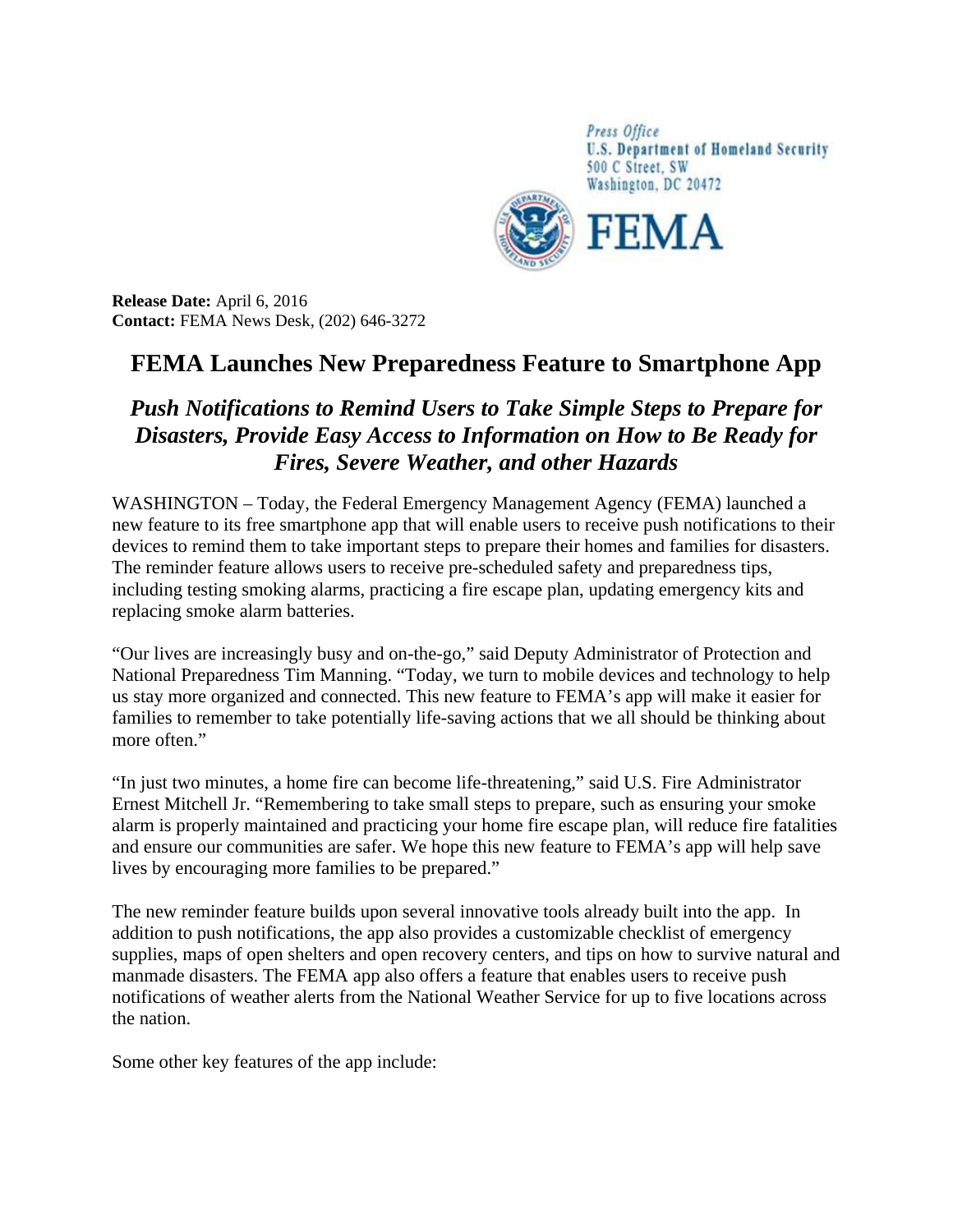Press Office
U.S. Department of Homeland Security
500 C Street, SW
Washington, DC 20472

FEMA

**Release Date:** April 6, 2016
**Contact:** FEMA News Desk, (202) 646-3272

# FEMA Launches New Preparedness Feature to Smartphone App

## *Push Notifications to Remind Users to Take Simple Steps to Prepare for Disasters, Provide Easy Access to Information on How to Be Ready for Fires, Severe Weather, and other Hazards*

WASHINGTON – Today, the Federal Emergency Management Agency (FEMA) launched a new feature to its free smartphone app that will enable users to receive push notifications to their devices to remind them to take important steps to prepare their homes and families for disasters. The reminder feature allows users to receive pre-scheduled safety and preparedness tips, including testing smoking alarms, practicing a fire escape plan, updating emergency kits and replacing smoke alarm batteries.

"Our lives are increasingly busy and on-the-go," said Deputy Administrator of Protection and National Preparedness Tim Manning. "Today, we turn to mobile devices and technology to help us stay more organized and connected. This new feature to FEMA's app will make it easier for families to remember to take potentially life-saving actions that we all should be thinking about more often."

"In just two minutes, a home fire can become life-threatening," said U.S. Fire Administrator Ernest Mitchell Jr. "Remembering to take small steps to prepare, such as ensuring your smoke alarm is properly maintained and practicing your home fire escape plan, will reduce fire fatalities and ensure our communities are safer. We hope this new feature to FEMA's app will help save lives by encouraging more families to be prepared."

The new reminder feature builds upon several innovative tools already built into the app. In addition to push notifications, the app also provides a customizable checklist of emergency supplies, maps of open shelters and open recovery centers, and tips on how to survive natural and manmade disasters. The FEMA app also offers a feature that enables users to receive push notifications of weather alerts from the National Weather Service for up to five locations across the nation.

Some other key features of the app include: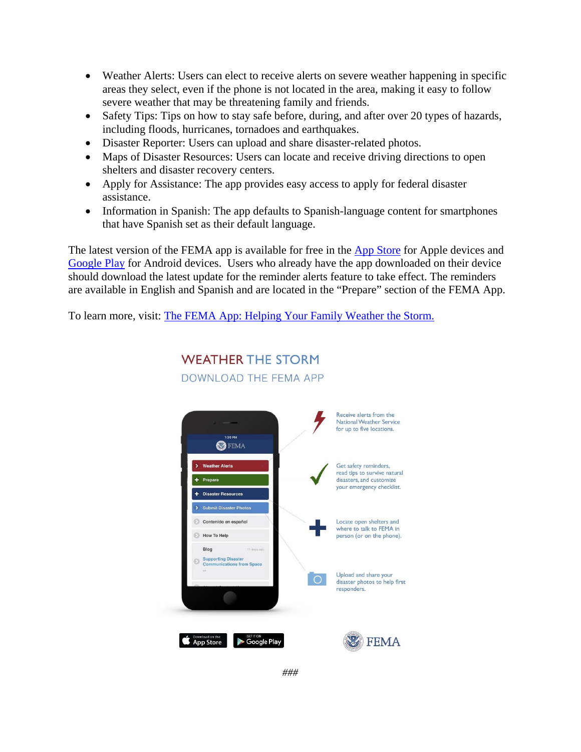- Weather Alerts: Users can elect to receive alerts on severe weather happening in specific areas they select, even if the phone is not located in the area, making it easy to follow severe weather that may be threatening family and friends.
- Safety Tips: Tips on how to stay safe before, during, and after over 20 types of hazards, including floods, hurricanes, tornadoes and earthquakes.
- Disaster Reporter: Users can upload and share disaster-related photos.
- Maps of Disaster Resources: Users can locate and receive driving directions to open shelters and disaster recovery centers.
- Apply for Assistance: The app provides easy access to apply for federal disaster assistance.
- Information in Spanish: The app defaults to Spanish-language content for smartphones that have Spanish set as their default language.

The latest version of the FEMA app is available for free in the [App Store] for Apple devices and [Google Play] for Android devices. Users who already have the app downloaded on their device should download the latest update for the reminder alerts feature to take effect. The reminders are available in English and Spanish and are located in the "Prepare" section of the FEMA App.

To learn more, visit: [The FEMA App: Helping Your Family Weather the Storm.]

WEATHER THE STORM

DOWNLOAD THE FEMA APP

Receive alerts from the National Weather Service for up to five locations.

Get safety reminders, read tips to survive natural disasters, and customize your emergency checklist.

Locate open shelters and where to talk to FEMA in person (or on the phone).

Upload and share your disaster photos to help first responders.

Download on the App Store

GET IT ON Google Play

FEMA

###